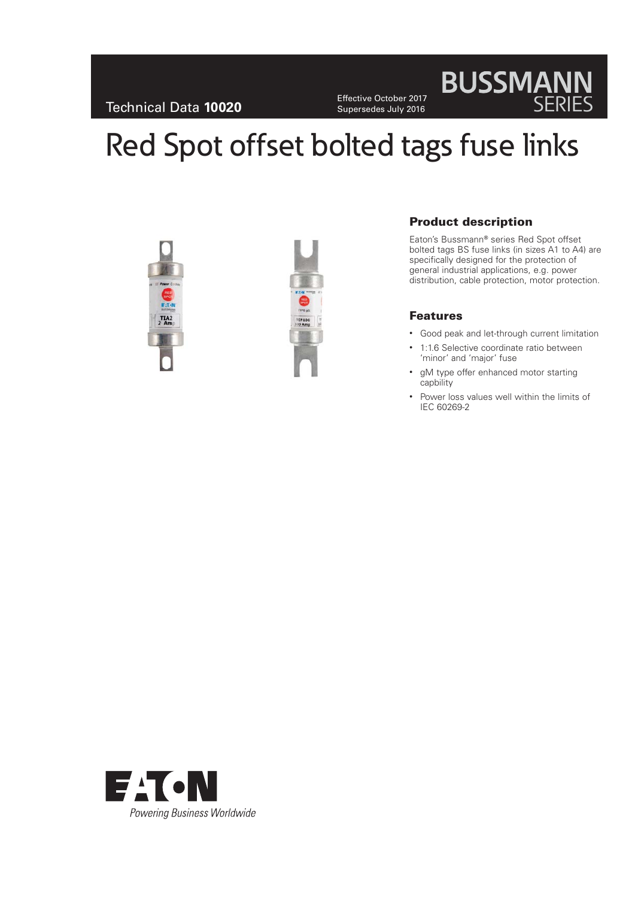Technical Data **10020**

Effective October 2017
Supersedes July 2016

# Red Spot offset bolted tags fuse links

## Product description

Eaton's Bussmann® series Red Spot offset bolted tags BS fuse links (in sizes A1 to A4) are specifically designed for the protection of general industrial applications, e.g. power distribution, cable protection, motor protection.

## Features

- Good peak and let-through current limitation
- 1:1.6 Selective coordinate ratio between 'minor' and 'major' fuse
- gM type offer enhanced motor starting capbility
- Power loss values well within the limits of IEC 60269-2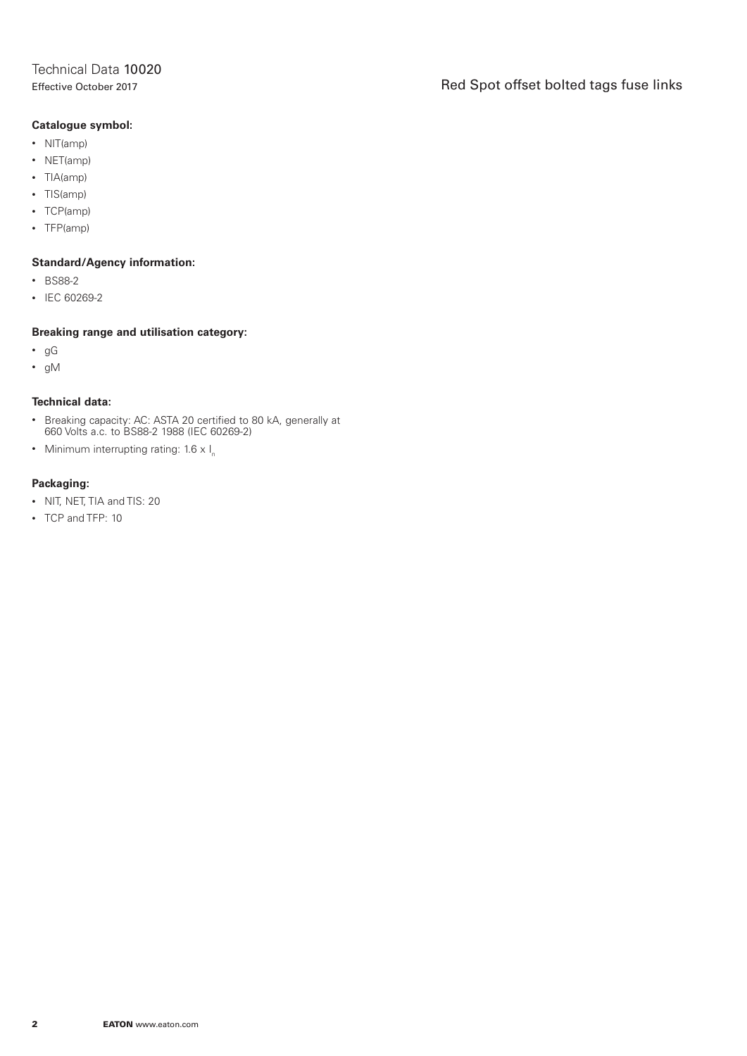**Catalogue symbol:**

- NIT(amp)
- NET(amp)
- TIA(amp)
- TIS(amp)
- TCP(amp)
- TFP(amp)

**Standard/Agency information:**

- BS88-2
- IEC 60269-2

**Breaking range and utilisation category:**

- gG
- gM

**Technical data:**

- Breaking capacity: AC: ASTA 20 certified to 80 kA, generally at 660 Volts a.c. to BS88-2 1988 (IEC 60269-2)
- Minimum interrupting rating: 1.6 x $I_n$

**Packaging:**

- NIT, NET, TIA and TIS: 20
- TCP and TFP: 10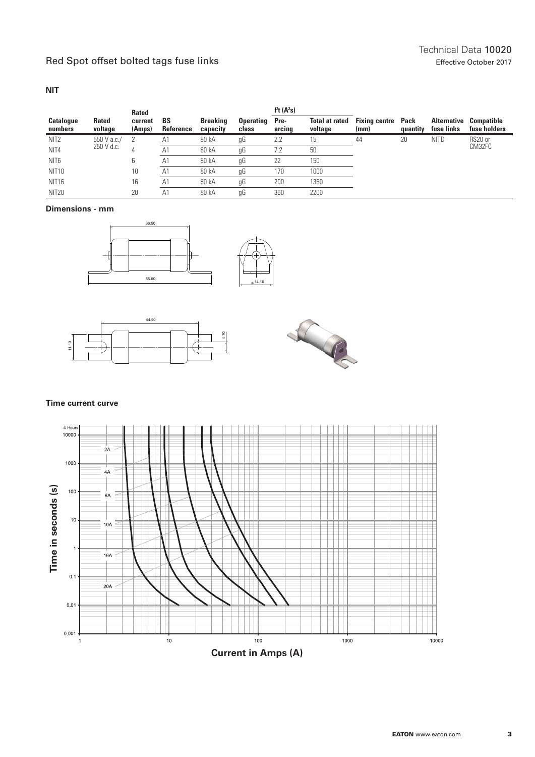## NIT

| Catalogue numbers | Rated voltage | Rated current (Amps) | BS Reference | Breaking capacity | Operating class | $I^2t$ ($A^2s$) Pre-arcing | $I^2t$ ($A^2s$) Total at rated voltage | Fixing centre (mm) | Pack quantity | Alternative fuse links | Compatible fuse holders |
|---|---|---|---|---|---|---|---|---|---|---|---|
| NIT2 | 550 V a.c./ 250 V d.c. | 2 | A1 | 80 kA | gG | 2.2 | 15 | 44 | 20 | NITD | RS20 or CM32FC |
| NIT4 | | 4 | A1 | 80 kA | gG | 7.2 | 50 | | | | |
| NIT6 | | 6 | A1 | 80 kA | gG | 22 | 150 | | | | |
| NIT10 | | 10 | A1 | 80 kA | gG | 170 | 1000 | | | | |
| NIT16 | | 16 | A1 | 80 kA | gG | 200 | 1350 | | | | |
| NIT20 | | 20 | A1 | 80 kA | gG | 360 | 2200 | | | | |

### Dimensions - mm

36.50

55.60

⌀ 14.10

44.50

11.10

4.70

### Time current curve

4 Hours

2A

4A

6A

10A

16A

20A

Time in seconds (s)

Current in Amps (A)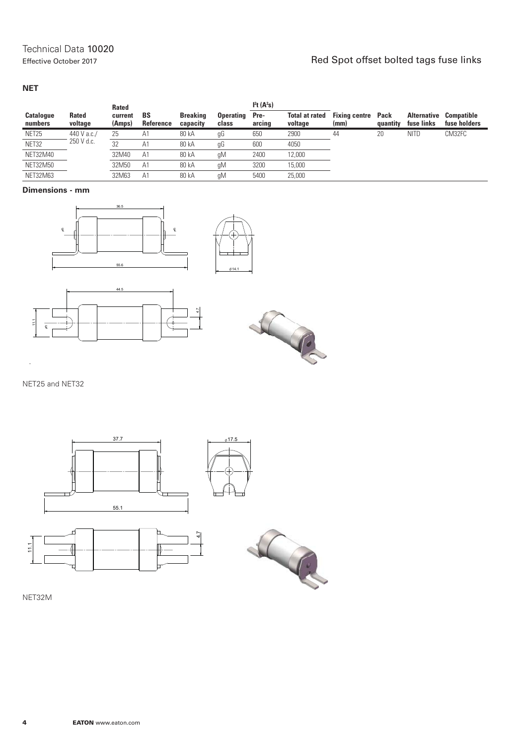## NET

| Catalogue numbers | Rated voltage | Rated current (Amps) | BS Reference | Breaking capacity | Operating class | $I^2t$ ($A^2s$) Pre-arcing | $I^2t$ ($A^2s$) Total at rated voltage | Fixing centre (mm) | Pack quantity | Alternative fuse links | Compatible fuse holders |
|---|---|---|---|---|---|---|---|---|---|---|---|
| NET25 | 440 V a.c./ 250 V d.c. | 25 | A1 | 80 kA | gG | 650 | 2900 | 44 | 20 | NITD | CM32FC |
| NET32 | | 32 | A1 | 80 kA | gG | 600 | 4050 | | | | |
| NET32M40 | | 32M40 | A1 | 80 kA | gM | 2400 | 12,000 | | | | |
| NET32M50 | | 32M50 | A1 | 80 kA | gM | 3200 | 15,000 | | | | |
| NET32M63 | | 32M63 | A1 | 80 kA | gM | 5400 | 25,000 | | | | |

**Dimensions - mm**

36.5

55.6

⌀14.1

44.5

11.1

4.7

NET25 and NET32

37.7

⌀17.5

55.1

11.1

4.7

NET32M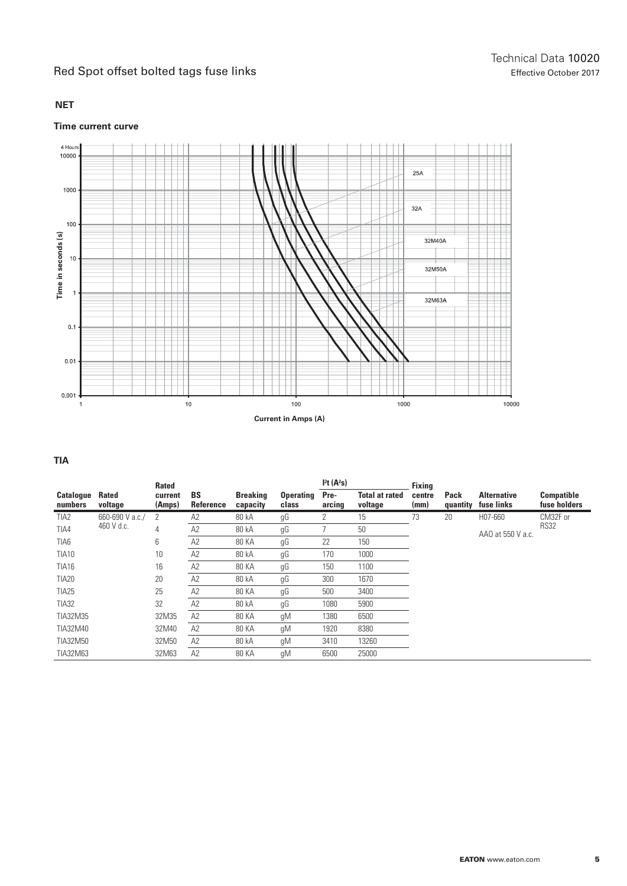## NET

### Time current curve

4 Hours

Time in seconds (s)

Current in Amps (A)

25A

32A

32M40A

32M50A

32M63A

## TIA

| Catalogue numbers | Rated voltage | Rated current (Amps) | BS Reference | Breaking capacity | Operating class | $I^2t$ ($A^2s$) Pre-arcing | $I^2t$ ($A^2s$) Total at rated voltage | Fixing centre (mm) | Pack quantity | Alternative fuse links | Compatible fuse holders |
|---|---|---|---|---|---|---|---|---|---|---|---|
| TIA2 | 660-690 V a.c./ 460 V d.c. | 2 | A2 | 80 kA | gG | 2 | 15 | 73 | 20 | H07-660 AAO at 550 V a.c. | CM32F or RS32 |
| TIA4 | | 4 | A2 | 80 kA | gG | 7 | 50 | | | | |
| TIA6 | | 6 | A2 | 80 KA | gG | 22 | 150 | | | | |
| TIA10 | | 10 | A2 | 80 kA | gG | 170 | 1000 | | | | |
| TIA16 | | 16 | A2 | 80 KA | gG | 150 | 1100 | | | | |
| TIA20 | | 20 | A2 | 80 kA | gG | 300 | 1670 | | | | |
| TIA25 | | 25 | A2 | 80 KA | gG | 500 | 3400 | | | | |
| TIA32 | | 32 | A2 | 80 kA | gG | 1080 | 5900 | | | | |
| TIA32M35 | | 32M35 | A2 | 80 KA | gM | 1380 | 6500 | | | | |
| TIA32M40 | | 32M40 | A2 | 80 KA | gM | 1920 | 8380 | | | | |
| TIA32M50 | | 32M50 | A2 | 80 kA | gM | 3410 | 13260 | | | | |
| TIA32M63 | | 32M63 | A2 | 80 KA | gM | 6500 | 25000 | | | | |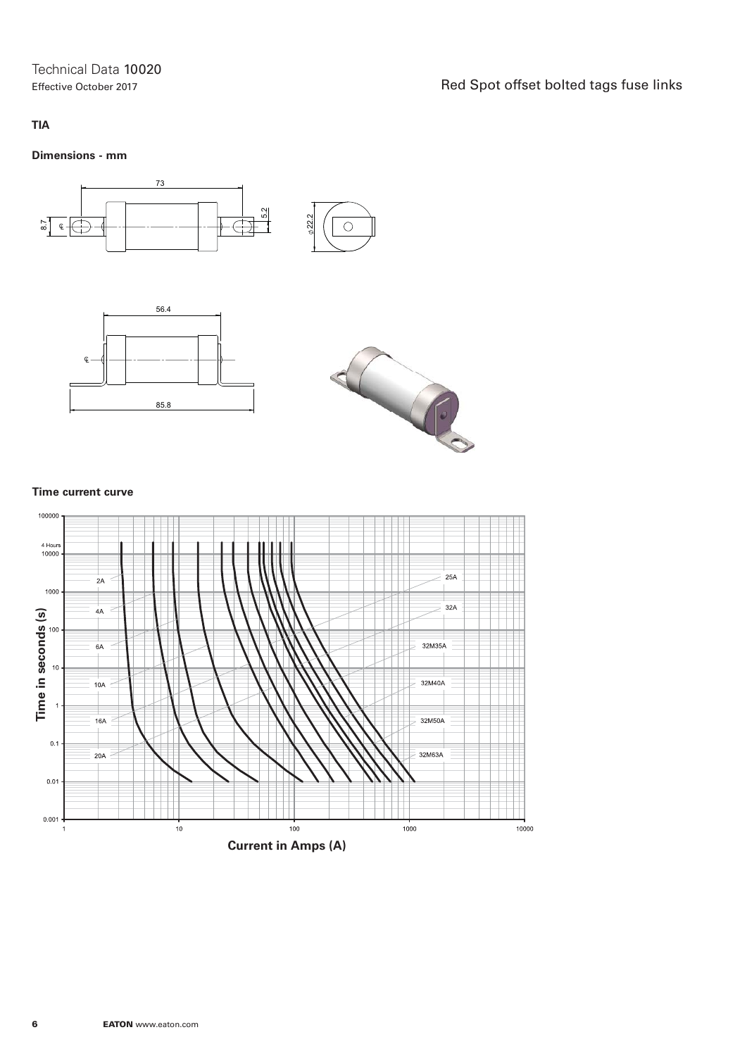## TIA

### Dimensions - mm

73

8.7

5.2

⌀22.2

56.4

85.8

### Time current curve

Time in seconds (s)

Current in Amps (A)

2A, 4A, 6A, 10A, 16A, 20A, 25A, 32A, 32M35A, 32M40A, 32M50A, 32M63A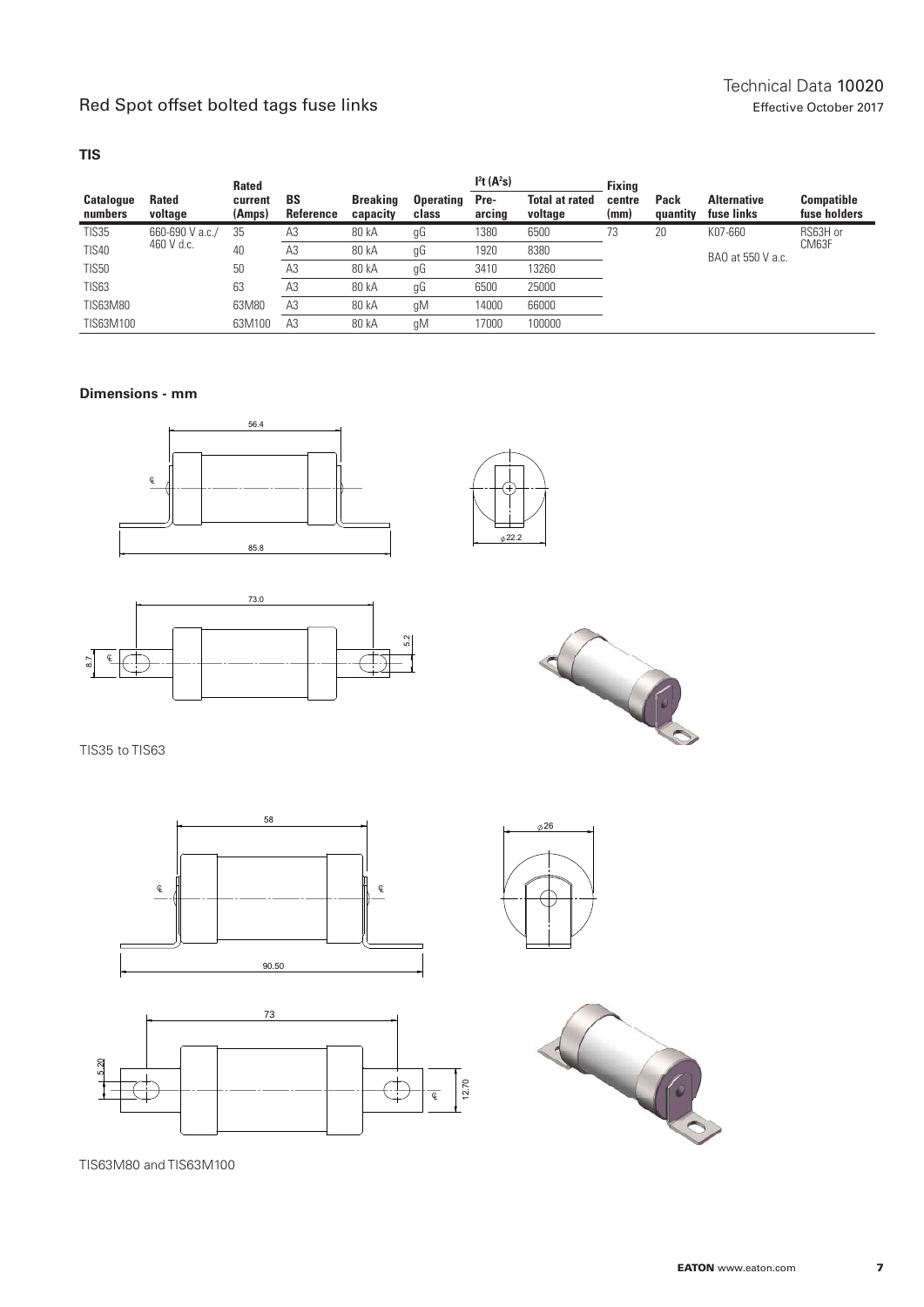## TIS

| Catalogue numbers | Rated voltage | Rated current (Amps) | BS Reference | Breaking capacity | Operating class | $I^2t$ ($A^2s$) Pre-arcing | $I^2t$ ($A^2s$) Total at rated voltage | Fixing centre (mm) | Pack quantity | Alternative fuse links | Compatible fuse holders |
|---|---|---|---|---|---|---|---|---|---|---|---|
| TIS35 | 660-690 V a.c./ 460 V d.c. | 35 | A3 | 80 kA | gG | 1380 | 6500 | 73 | 20 | K07-660 | RS63H or CM63F |
| TIS40 | | 40 | A3 | 80 kA | gG | 1920 | 8380 | | | BAO at 550 V a.c. | |
| TIS50 | | 50 | A3 | 80 kA | gG | 3410 | 13260 | | | | |
| TIS63 | | 63 | A3 | 80 kA | gG | 6500 | 25000 | | | | |
| TIS63M80 | | 63M80 | A3 | 80 kA | gM | 14000 | 66000 | | | | |
| TIS63M100 | | 63M100 | A3 | 80 kA | gM | 17000 | 100000 | | | | |

### Dimensions - mm

TIS35 to TIS63

TIS63M80 and TIS63M100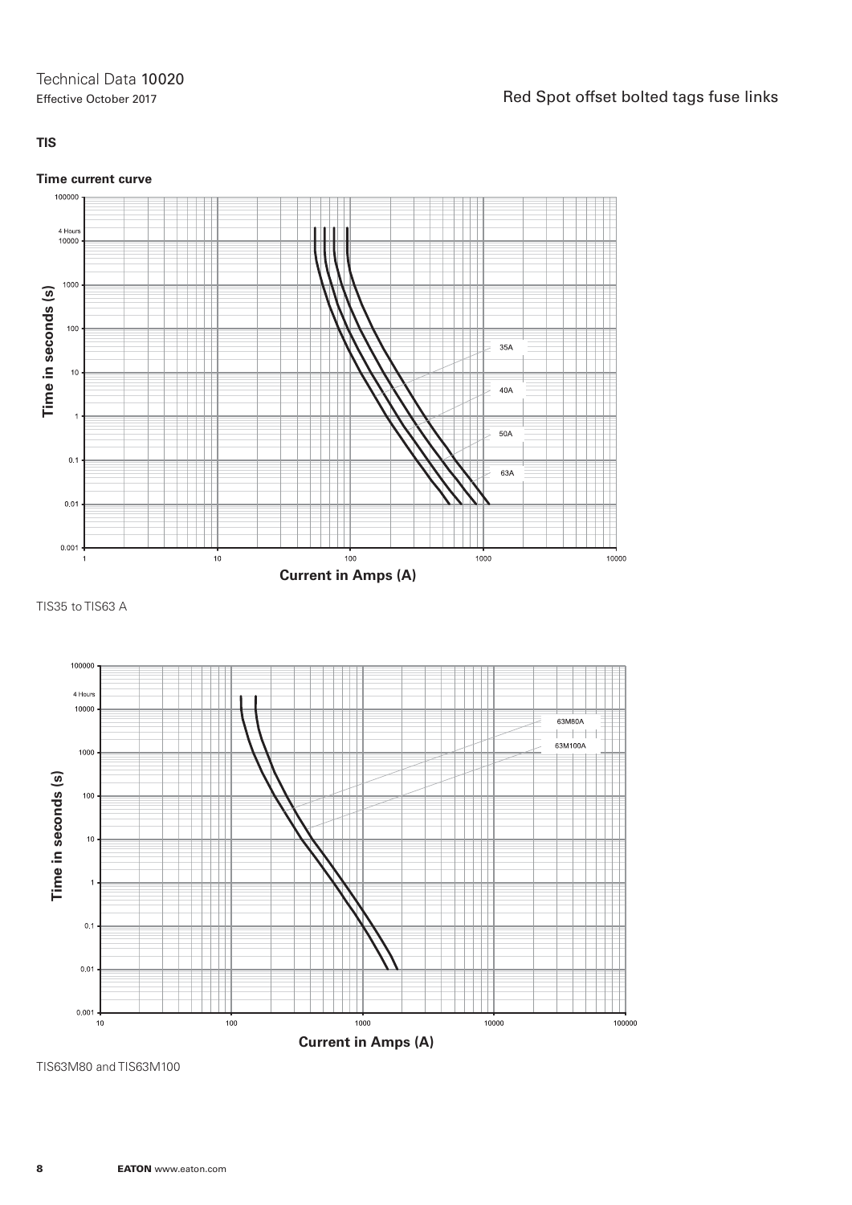**TIS**

**Time current curve**

TIS35 to TIS63 A

TIS63M80 and TIS63M100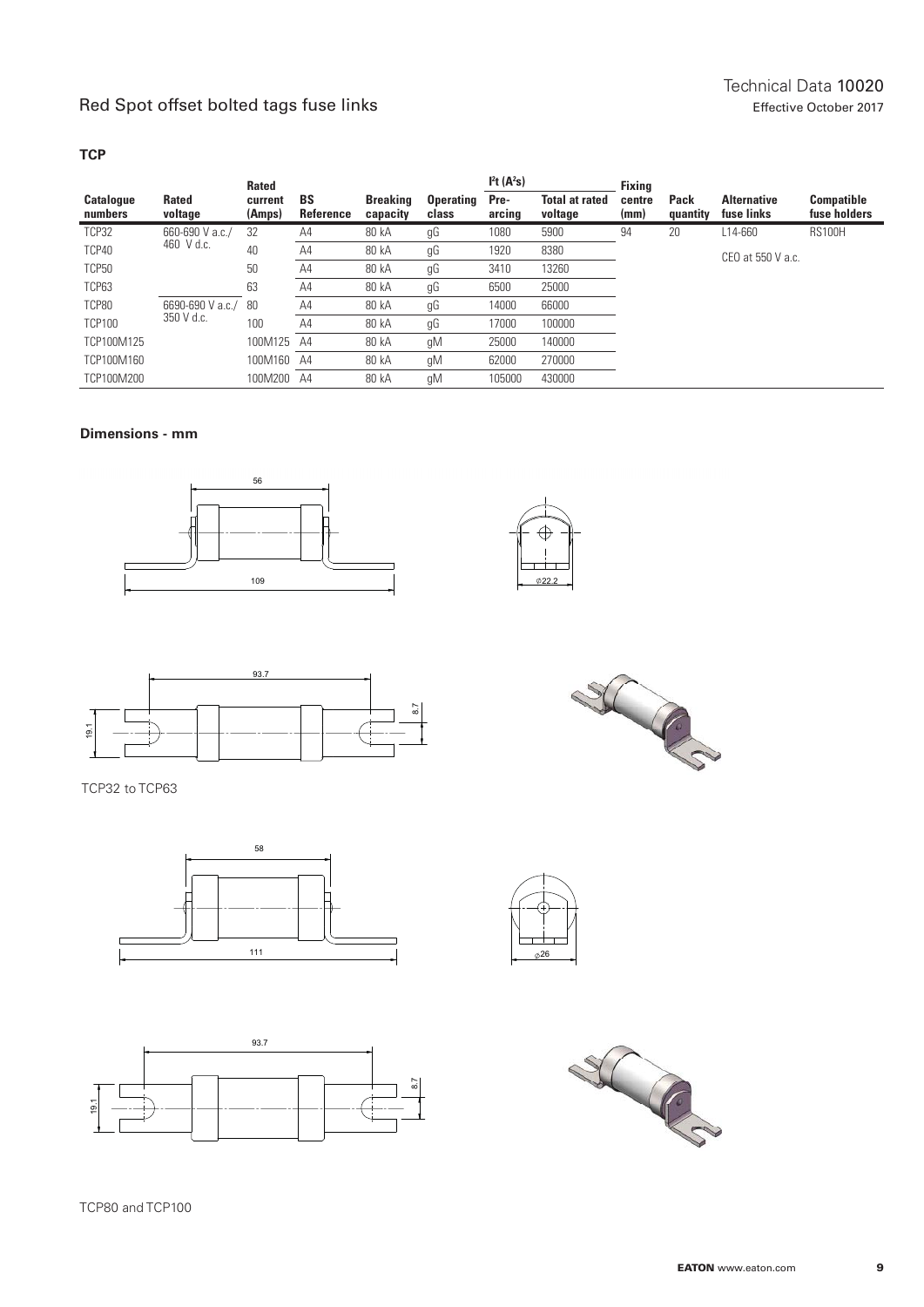## Red Spot offset bolted tags fuse links

### TCP

| Catalogue numbers | Rated voltage | Rated current (Amps) | BS Reference | Breaking capacity | Operating class | $I^2t$ ($A^2s$) Pre-arcing | $I^2t$ ($A^2s$) Total at rated voltage | Fixing centre (mm) | Pack quantity | Alternative fuse links | Compatible fuse holders |
|---|---|---|---|---|---|---|---|---|---|---|---|
| TCP32 | 660-690 V a.c./ 460 V d.c. | 32 | A4 | 80 kA | gG | 1080 | 5900 | 94 | 20 | L14-660 | RS100H |
| TCP40 | | 40 | A4 | 80 kA | gG | 1920 | 8380 | | | CEO at 550 V a.c. | |
| TCP50 | | 50 | A4 | 80 kA | gG | 3410 | 13260 | | | | |
| TCP63 | | 63 | A4 | 80 kA | gG | 6500 | 25000 | | | | |
| TCP80 | 6690-690 V a.c./ 350 V d.c. | 80 | A4 | 80 kA | gG | 14000 | 66000 | | | | |
| TCP100 | | 100 | A4 | 80 kA | gG | 17000 | 100000 | | | | |
| TCP100M125 | | 100M125 | A4 | 80 kA | gM | 25000 | 140000 | | | | |
| TCP100M160 | | 100M160 | A4 | 80 kA | gM | 62000 | 270000 | | | | |
| TCP100M200 | | 100M200 | A4 | 80 kA | gM | 105000 | 430000 | | | | |

**Dimensions - mm**

56

109

⌀22.2

93.7

19.1

8.7

TCP32 to TCP63

58

111

⌀26

93.7

19.1

8.7

TCP80 and TCP100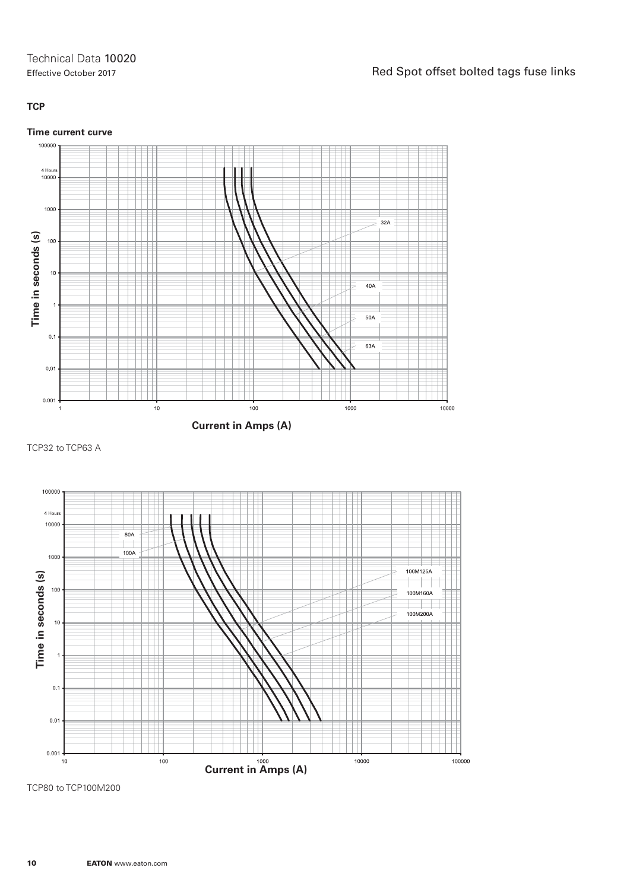**TCP**

**Time current curve**

TCP32 to TCP63 A

TCP80 to TCP100M200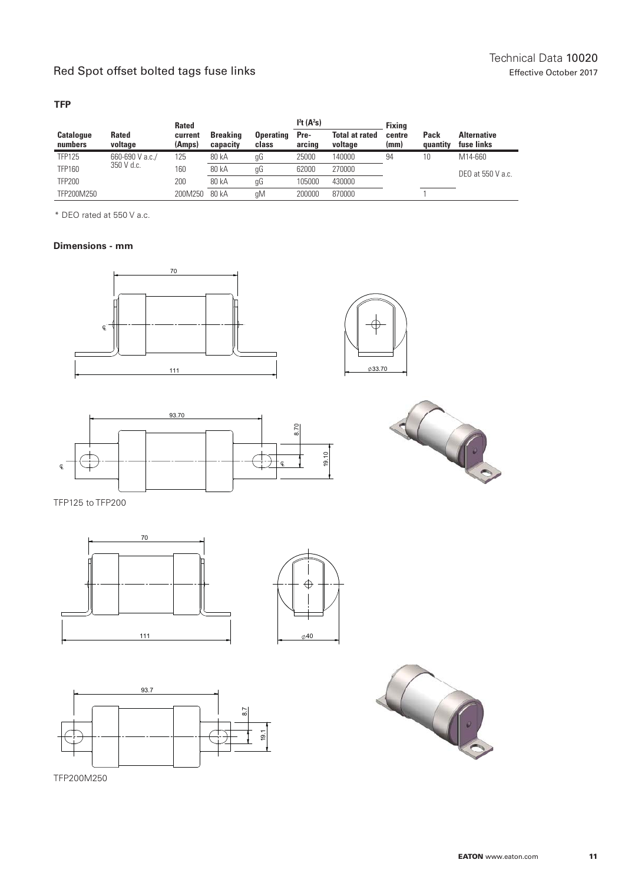## TFP

| Catalogue numbers | Rated voltage | Rated current (Amps) | Breaking capacity | Operating class | $I^2t$ ($A^2s$) Pre-arcing | Total at rated voltage | Fixing centre (mm) | Pack quantity | Alternative fuse links |
|---|---|---|---|---|---|---|---|---|---|
| TFP125 | 660-690 V a.c./ 350 V d.c. | 125 | 80 kA | gG | 25000 | 140000 | 94 | 10 | M14-660 |
| TFP160 | | 160 | 80 kA | gG | 62000 | 270000 | | | DEO at 550 V a.c. |
| TFP200 | | 200 | 80 kA | gG | 105000 | 430000 | | | |
| TFP200M250 | | 200M250 | 80 kA | gM | 200000 | 870000 | | 1 | |

\* DEO rated at 550 V a.c.

### Dimensions - mm

TFP125 to TFP200

TFP200M250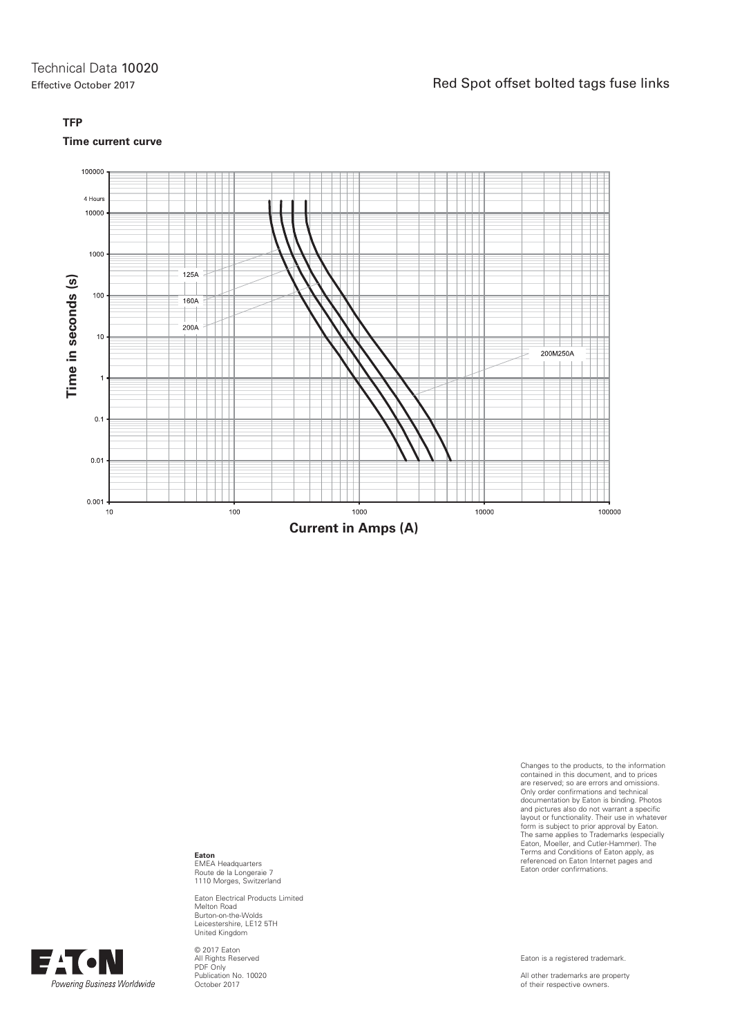### TFP

#### Time current curve

100000
4 Hours
10000
1000
100
10
1
0.1
0.01
0.001

Time in seconds (s)

125A
160A
200A
200M250A

10
100
1000
10000
100000

Current in Amps (A)

**Eaton**
EMEA Headquarters
Route de la Longeraie 7
1110 Morges, Switzerland

Eaton Electrical Products Limited
Melton Road
Burton-on-the-Wolds
Leicestershire, LE12 5TH
United Kingdom

© 2017 Eaton
All Rights Reserved
PDF Only
Publication No. 10020
October 2017

Changes to the products, to the information contained in this document, and to prices are reserved; so are errors and omissions. Only order confirmations and technical documentation by Eaton is binding. Photos and pictures also do not warrant a specific layout or functionality. Their use in whatever form is subject to prior approval by Eaton. The same applies to Trademarks (especially Eaton, Moeller, and Cutler-Hammer). The Terms and Conditions of Eaton apply, as referenced on Eaton Internet pages and Eaton order confirmations.

Eaton is a registered trademark.

All other trademarks are property of their respective owners.

Powering Business Worldwide